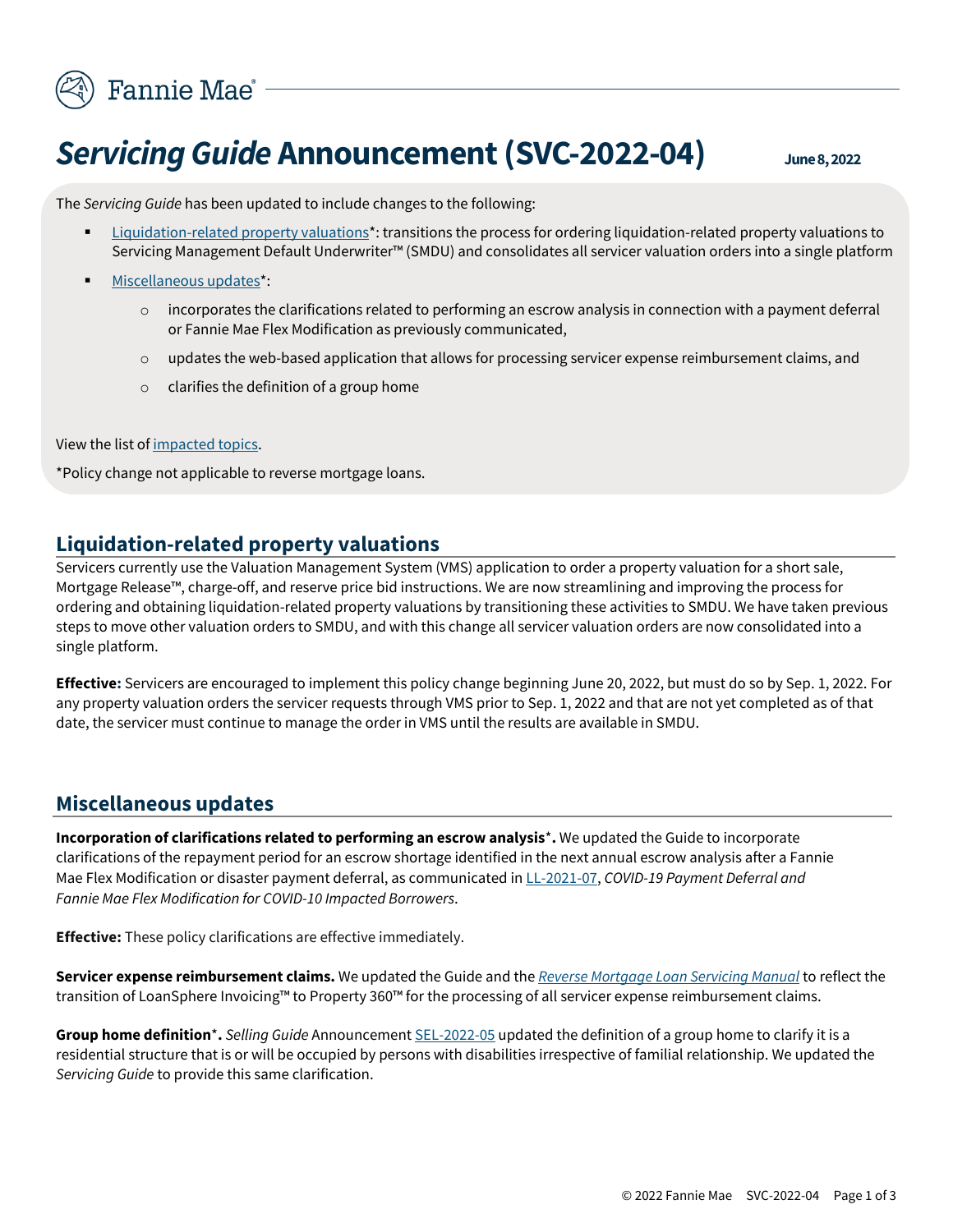Fannie Mae

# *Servicing Guide* Announcement (SVC-2022-04)

**June 8, 2022**

The *Servicing Guide* has been updated to include changes to the following:

- Liquidation-related property valuations*: transitions the process for ordering liquidation-related property valuations to Servicing Management Default Underwriter™ (SMDU) and consolidates all servicer valuation orders into a single platform
- Miscellaneous updates*:
  - incorporates the clarifications related to performing an escrow analysis in connection with a payment deferral or Fannie Mae Flex Modification as previously communicated,
  - updates the web-based application that allows for processing servicer expense reimbursement claims, and
  - clarifies the definition of a group home

View the list of impacted topics.

*Policy change not applicable to reverse mortgage loans.

## Liquidation-related property valuations

Servicers currently use the Valuation Management System (VMS) application to order a property valuation for a short sale, Mortgage Release™, charge-off, and reserve price bid instructions. We are now streamlining and improving the process for ordering and obtaining liquidation-related property valuations by transitioning these activities to SMDU. We have taken previous steps to move other valuation orders to SMDU, and with this change all servicer valuation orders are now consolidated into a single platform.

**Effective:** Servicers are encouraged to implement this policy change beginning June 20, 2022, but must do so by Sep. 1, 2022. For any property valuation orders the servicer requests through VMS prior to Sep. 1, 2022 and that are not yet completed as of that date, the servicer must continue to manage the order in VMS until the results are available in SMDU.

## Miscellaneous updates

**Incorporation of clarifications related to performing an escrow analysis*.** We updated the Guide to incorporate clarifications of the repayment period for an escrow shortage identified in the next annual escrow analysis after a Fannie Mae Flex Modification or disaster payment deferral, as communicated in LL-2021-07, *COVID-19 Payment Deferral and Fannie Mae Flex Modification for COVID-10 Impacted Borrowers*.

**Effective:** These policy clarifications are effective immediately.

**Servicer expense reimbursement claims.** We updated the Guide and the *Reverse Mortgage Loan Servicing Manual* to reflect the transition of LoanSphere Invoicing™ to Property 360™ for the processing of all servicer expense reimbursement claims.

**Group home definition*.** *Selling Guide* Announcement SEL-2022-05 updated the definition of a group home to clarify it is a residential structure that is or will be occupied by persons with disabilities irrespective of familial relationship. We updated the *Servicing Guide* to provide this same clarification.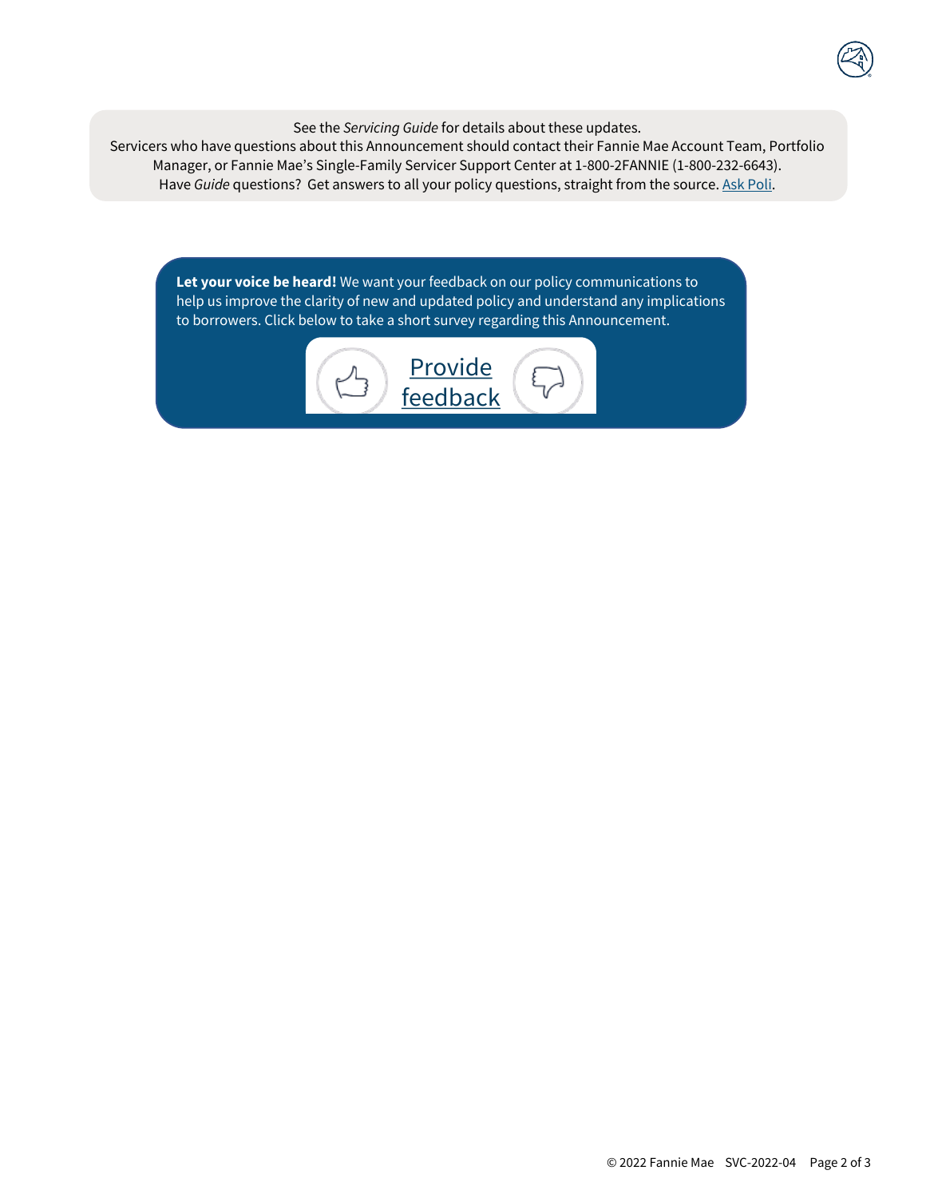See the *Servicing Guide* for details about these updates.

Servicers who have questions about this Announcement should contact their Fannie Mae Account Team, Portfolio Manager, or Fannie Mae's Single-Family Servicer Support Center at 1-800-2FANNIE (1-800-232-6643).

Have *Guide* questions? Get answers to all your policy questions, straight from the source. Ask Poli.

**Let your voice be heard!** We want your feedback on our policy communications to help us improve the clarity of new and updated policy and understand any implications to borrowers. Click below to take a short survey regarding this Announcement.

Provide feedback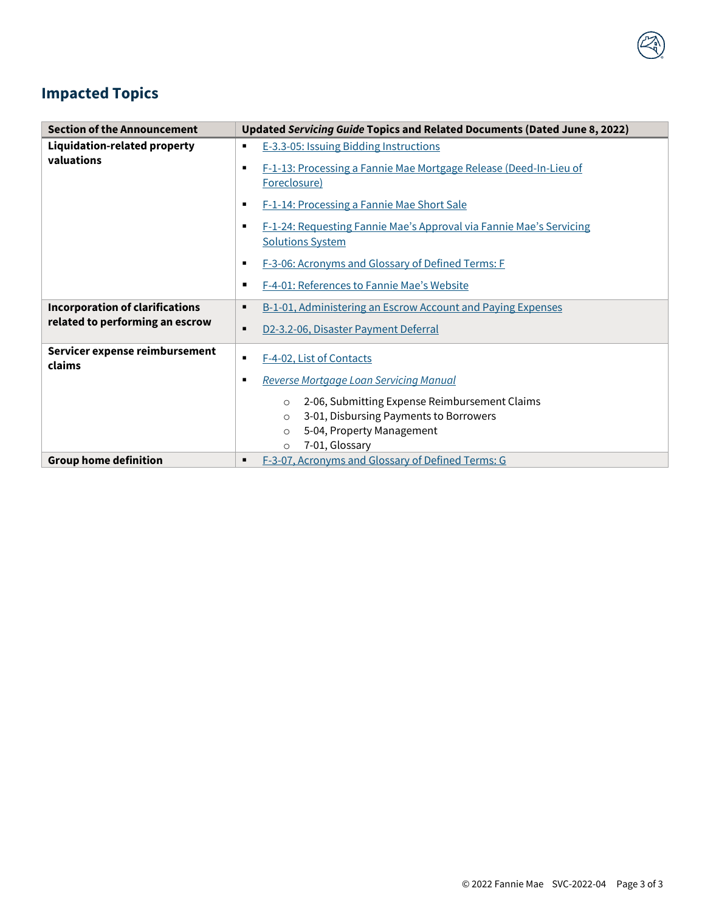## Impacted Topics

| Section of the Announcement | Updated *Servicing Guide* Topics and Related Documents (Dated June 8, 2022) |
|---|---|
| **Liquidation-related property valuations** | ▪ E-3.3-05: Issuing Bidding Instructions<br>▪ F-1-13: Processing a Fannie Mae Mortgage Release (Deed-In-Lieu of Foreclosure)<br>▪ F-1-14: Processing a Fannie Mae Short Sale<br>▪ F-1-24: Requesting Fannie Mae's Approval via Fannie Mae's Servicing Solutions System<br>▪ F-3-06: Acronyms and Glossary of Defined Terms: F<br>▪ F-4-01: References to Fannie Mae's Website |
| **Incorporation of clarifications related to performing an escrow** | ▪ B-1-01, Administering an Escrow Account and Paying Expenses<br>▪ D2-3.2-06, Disaster Payment Deferral |
| **Servicer expense reimbursement claims** | ▪ F-4-02, List of Contacts<br>▪ *Reverse Mortgage Loan Servicing Manual*<br>○ 2-06, Submitting Expense Reimbursement Claims<br>○ 3-01, Disbursing Payments to Borrowers<br>○ 5-04, Property Management<br>○ 7-01, Glossary |
| **Group home definition** | ▪ F-3-07, Acronyms and Glossary of Defined Terms: G |